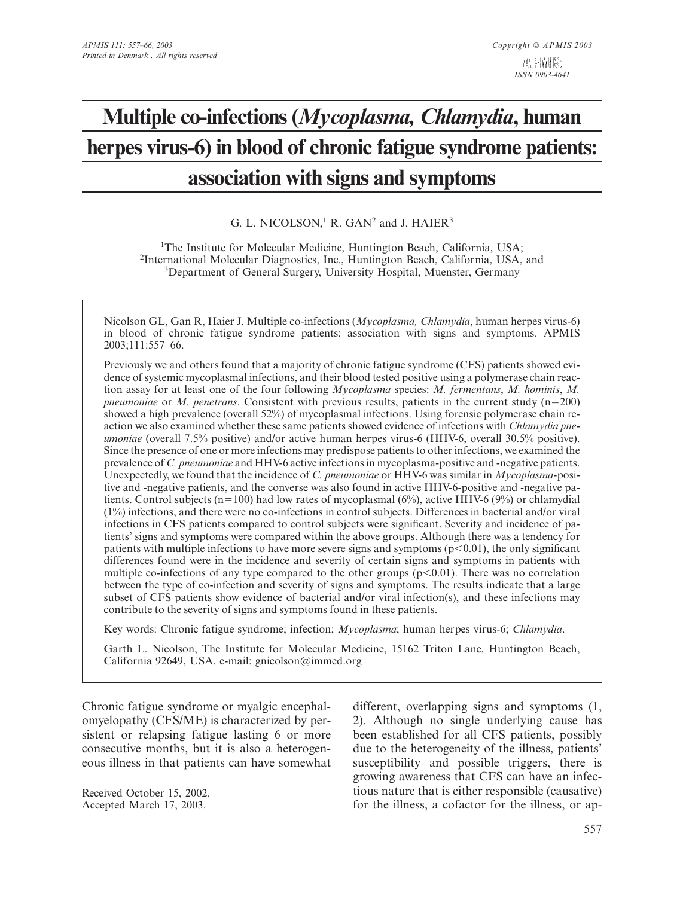# Multiple co-infections (*Mycoplasma, Chlamydia*, human herpes virus-6) in blood of chronic fatigue syndrome patients: association with signs and symptoms

G. L. NICOLSON,[1] R. GAN[2] and J. HAIER[3]

[1]The Institute for Molecular Medicine, Huntington Beach, California, USA;
[2]International Molecular Diagnostics, Inc., Huntington Beach, California, USA, and
[3]Department of General Surgery, University Hospital, Muenster, Germany

Nicolson GL, Gan R, Haier J. Multiple co-infections (*Mycoplasma, Chlamydia*, human herpes virus-6) in blood of chronic fatigue syndrome patients: association with signs and symptoms. APMIS 2003;111:557–66.

Previously we and others found that a majority of chronic fatigue syndrome (CFS) patients showed evidence of systemic mycoplasmal infections, and their blood tested positive using a polymerase chain reaction assay for at least one of the four following *Mycoplasma* species: *M. fermentans*, *M. hominis*, *M. pneumoniae* or *M. penetrans*. Consistent with previous results, patients in the current study (n=200) showed a high prevalence (overall 52%) of mycoplasmal infections. Using forensic polymerase chain reaction we also examined whether these same patients showed evidence of infections with *Chlamydia pneumoniae* (overall 7.5% positive) and/or active human herpes virus-6 (HHV-6, overall 30.5% positive). Since the presence of one or more infections may predispose patients to other infections, we examined the prevalence of *C. pneumoniae* and HHV-6 active infections in mycoplasma-positive and -negative patients. Unexpectedly, we found that the incidence of *C. pneumoniae* or HHV-6 was similar in *Mycoplasma*-positive and -negative patients, and the converse was also found in active HHV-6-positive and -negative patients. Control subjects (n=100) had low rates of mycoplasmal (6%), active HHV-6 (9%) or chlamydial (1%) infections, and there were no co-infections in control subjects. Differences in bacterial and/or viral infections in CFS patients compared to control subjects were significant. Severity and incidence of patients' signs and symptoms were compared within the above groups. Although there was a tendency for patients with multiple infections to have more severe signs and symptoms ($p<0.01$), the only significant differences found were in the incidence and severity of certain signs and symptoms in patients with multiple co-infections of any type compared to the other groups ($p<0.01$). There was no correlation between the type of co-infection and severity of signs and symptoms. The results indicate that a large subset of CFS patients show evidence of bacterial and/or viral infection(s), and these infections may contribute to the severity of signs and symptoms found in these patients.

Key words: Chronic fatigue syndrome; infection; *Mycoplasma*; human herpes virus-6; *Chlamydia*.

Garth L. Nicolson, The Institute for Molecular Medicine, 15162 Triton Lane, Huntington Beach, California 92649, USA. e-mail: gnicolson@immed.org

Chronic fatigue syndrome or myalgic encephalomyelopathy (CFS/ME) is characterized by persistent or relapsing fatigue lasting 6 or more consecutive months, but it is also a heterogeneous illness in that patients can have somewhat different, overlapping signs and symptoms (1, 2). Although no single underlying cause has been established for all CFS patients, possibly due to the heterogeneity of the illness, patients' susceptibility and possible triggers, there is growing awareness that CFS can have an infectious nature that is either responsible (causative) for the illness, a cofactor for the illness, or ap-

Received October 15, 2002.
Accepted March 17, 2003.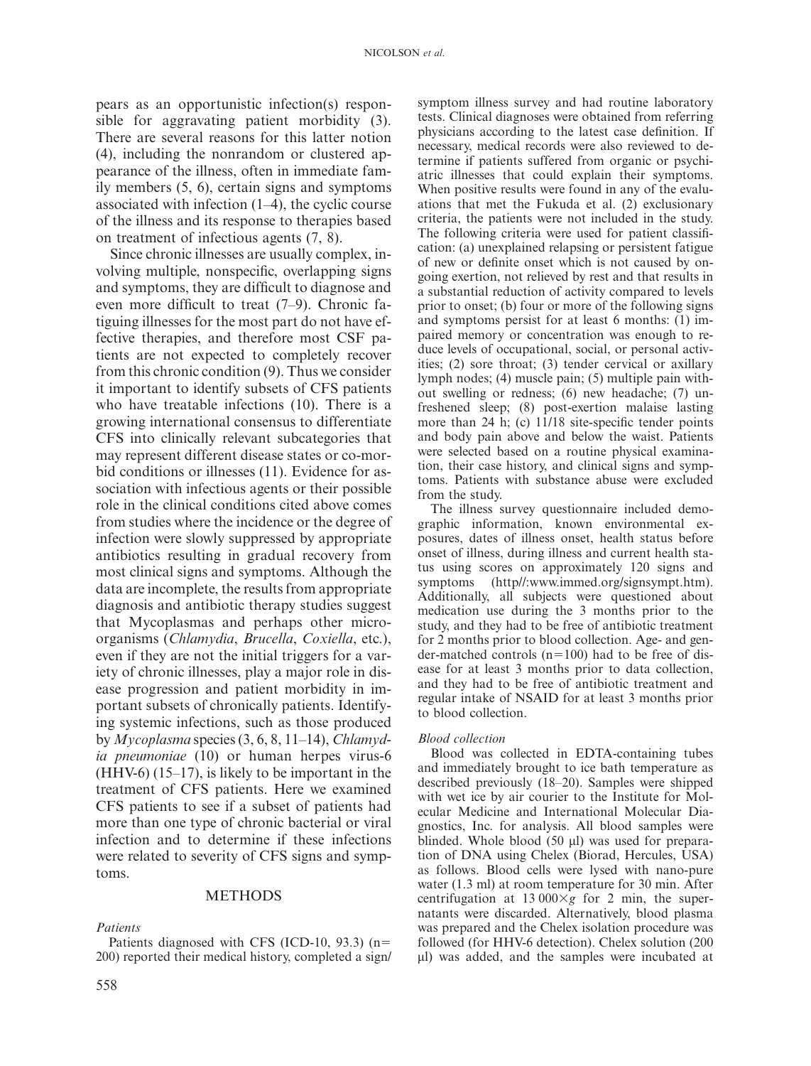pears as an opportunistic infection(s) responsible for aggravating patient morbidity (3). There are several reasons for this latter notion (4), including the nonrandom or clustered appearance of the illness, often in immediate family members (5, 6), certain signs and symptoms associated with infection (1–4), the cyclic course of the illness and its response to therapies based on treatment of infectious agents (7, 8).

Since chronic illnesses are usually complex, involving multiple, nonspecific, overlapping signs and symptoms, they are difficult to diagnose and even more difficult to treat (7–9). Chronic fatiguing illnesses for the most part do not have effective therapies, and therefore most CSF patients are not expected to completely recover from this chronic condition (9). Thus we consider it important to identify subsets of CFS patients who have treatable infections (10). There is a growing international consensus to differentiate CFS into clinically relevant subcategories that may represent different disease states or co-morbid conditions or illnesses (11). Evidence for association with infectious agents or their possible role in the clinical conditions cited above comes from studies where the incidence or the degree of infection were slowly suppressed by appropriate antibiotics resulting in gradual recovery from most clinical signs and symptoms. Although the data are incomplete, the results from appropriate diagnosis and antibiotic therapy studies suggest that Mycoplasmas and perhaps other microorganisms (*Chlamydia*, *Brucella*, *Coxiella*, etc.), even if they are not the initial triggers for a variety of chronic illnesses, play a major role in disease progression and patient morbidity in important subsets of chronically patients. Identifying systemic infections, such as those produced by *Mycoplasma* species (3, 6, 8, 11–14), *Chlamydia pneumoniae* (10) or human herpes virus-6 (HHV-6) (15–17), is likely to be important in the treatment of CFS patients. Here we examined CFS patients to see if a subset of patients had more than one type of chronic bacterial or viral infection and to determine if these infections were related to severity of CFS signs and symptoms.

## METHODS

### *Patients*

Patients diagnosed with CFS (ICD-10, 93.3) (n=200) reported their medical history, completed a sign/symptom illness survey and had routine laboratory tests. Clinical diagnoses were obtained from referring physicians according to the latest case definition. If necessary, medical records were also reviewed to determine if patients suffered from organic or psychiatric illnesses that could explain their symptoms. When positive results were found in any of the evaluations that met the Fukuda et al. (2) exclusionary criteria, the patients were not included in the study. The following criteria were used for patient classification: (a) unexplained relapsing or persistent fatigue of new or definite onset which is not caused by ongoing exertion, not relieved by rest and that results in a substantial reduction of activity compared to levels prior to onset; (b) four or more of the following signs and symptoms persist for at least 6 months: (1) impaired memory or concentration was enough to reduce levels of occupational, social, or personal activities; (2) sore throat; (3) tender cervical or axillary lymph nodes; (4) muscle pain; (5) multiple pain without swelling or redness; (6) new headache; (7) unfreshened sleep; (8) post-exertion malaise lasting more than 24 h; (c) 11/18 site-specific tender points and body pain above and below the waist. Patients were selected based on a routine physical examination, their case history, and clinical signs and symptoms. Patients with substance abuse were excluded from the study.

The illness survey questionnaire included demographic information, known environmental exposures, dates of illness onset, health status before onset of illness, during illness and current health status using scores on approximately 120 signs and symptoms (http//:www.immed.org/signsympt.htm). Additionally, all subjects were questioned about medication use during the 3 months prior to the study, and they had to be free of antibiotic treatment for 2 months prior to blood collection. Age- and gender-matched controls (n=100) had to be free of disease for at least 3 months prior to data collection, and they had to be free of antibiotic treatment and regular intake of NSAID for at least 3 months prior to blood collection.

### *Blood collection*

Blood was collected in EDTA-containing tubes and immediately brought to ice bath temperature as described previously (18–20). Samples were shipped with wet ice by air courier to the Institute for Molecular Medicine and International Molecular Diagnostics, Inc. for analysis. All blood samples were blinded. Whole blood (50 μl) was used for preparation of DNA using Chelex (Biorad, Hercules, USA) as follows. Blood cells were lysed with nano-pure water (1.3 ml) at room temperature for 30 min. After centrifugation at $13\,000\times g$ for 2 min, the supernatants were discarded. Alternatively, blood plasma was prepared and the Chelex isolation procedure was followed (for HHV-6 detection). Chelex solution (200 μl) was added, and the samples were incubated at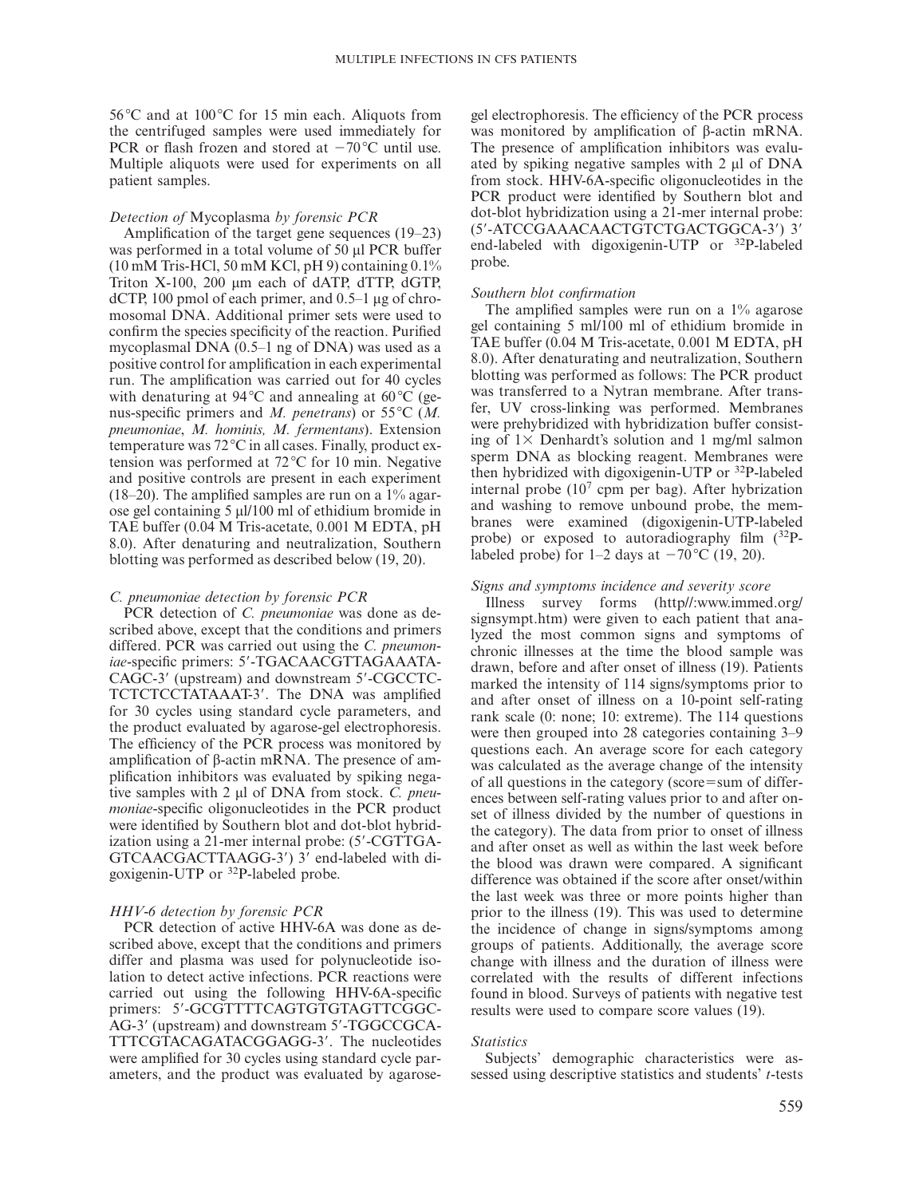56 °C and at 100 °C for 15 min each. Aliquots from the centrifuged samples were used immediately for PCR or flash frozen and stored at −70 °C until use. Multiple aliquots were used for experiments on all patient samples.

*Detection of* Mycoplasma *by forensic PCR*

Amplification of the target gene sequences (19–23) was performed in a total volume of 50 µl PCR buffer (10 mM Tris-HCl, 50 mM KCl, pH 9) containing 0.1% Triton X-100, 200 µm each of dATP, dTTP, dGTP, dCTP, 100 pmol of each primer, and 0.5–1 µg of chromosomal DNA. Additional primer sets were used to confirm the species specificity of the reaction. Purified mycoplasmal DNA (0.5–1 ng of DNA) was used as a positive control for amplification in each experimental run. The amplification was carried out for 40 cycles with denaturing at 94 °C and annealing at 60 °C (genus-specific primers and *M. penetrans*) or 55 °C (*M. pneumoniae*, *M. hominis, M. fermentans*). Extension temperature was 72 °C in all cases. Finally, product extension was performed at 72 °C for 10 min. Negative and positive controls are present in each experiment (18–20). The amplified samples are run on a 1% agarose gel containing 5 µl/100 ml of ethidium bromide in TAE buffer (0.04 M Tris-acetate, 0.001 M EDTA, pH 8.0). After denaturing and neutralization, Southern blotting was performed as described below (19, 20).

*C. pneumoniae detection by forensic PCR*

PCR detection of *C. pneumoniae* was done as described above, except that the conditions and primers differed. PCR was carried out using the *C. pneumoniae*-specific primers: 5′-TGACAACGTTAGAAATA-CAGC-3′ (upstream) and downstream 5′-CGCCTC-TCTCTCCTATAAAT-3′. The DNA was amplified for 30 cycles using standard cycle parameters, and the product evaluated by agarose-gel electrophoresis. The efficiency of the PCR process was monitored by amplification of β-actin mRNA. The presence of amplification inhibitors was evaluated by spiking negative samples with 2 µl of DNA from stock. *C. pneumoniae*-specific oligonucleotides in the PCR product were identified by Southern blot and dot-blot hybridization using a 21-mer internal probe: (5′-CGTTGA-GTCAACGACTTAAGG-3′) 3′ end-labeled with digoxigenin-UTP or $^{32}$P-labeled probe.

*HHV-6 detection by forensic PCR*

PCR detection of active HHV-6A was done as described above, except that the conditions and primers differ and plasma was used for polynucleotide isolation to detect active infections. PCR reactions were carried out using the following HHV-6A-specific primers: 5′-GCGTTTTCAGTGTGTAGTTCGGC-AG-3′ (upstream) and downstream 5′-TGGCCGCA-TTTCGTACAGATACGGAGG-3′. The nucleotides were amplified for 30 cycles using standard cycle parameters, and the product was evaluated by agarose-gel electrophoresis. The efficiency of the PCR process was monitored by amplification of β-actin mRNA. The presence of amplification inhibitors was evaluated by spiking negative samples with 2 µl of DNA from stock. HHV-6A-specific oligonucleotides in the PCR product were identified by Southern blot and dot-blot hybridization using a 21-mer internal probe: (5′-ATCCGAAACAACTGTCTGACTGGCA-3′) 3′ end-labeled with digoxigenin-UTP or $^{32}$P-labeled probe.

*Southern blot confirmation*

The amplified samples were run on a 1% agarose gel containing 5 ml/100 ml of ethidium bromide in TAE buffer (0.04 M Tris-acetate, 0.001 M EDTA, pH 8.0). After denaturating and neutralization, Southern blotting was performed as follows: The PCR product was transferred to a Nytran membrane. After transfer, UV cross-linking was performed. Membranes were prehybridized with hybridization buffer consisting of 1× Denhardt's solution and 1 mg/ml salmon sperm DNA as blocking reagent. Membranes were then hybridized with digoxigenin-UTP or $^{32}$P-labeled internal probe ($10^7$ cpm per bag). After hybrization and washing to remove unbound probe, the membranes were examined (digoxigenin-UTP-labeled probe) or exposed to autoradiography film ($^{32}$P-labeled probe) for 1–2 days at −70 °C (19, 20).

*Signs and symptoms incidence and severity score*

Illness survey forms (http//:www.immed.org/signsympt.htm) were given to each patient that analyzed the most common signs and symptoms of chronic illnesses at the time the blood sample was drawn, before and after onset of illness (19). Patients marked the intensity of 114 signs/symptoms prior to and after onset of illness on a 10-point self-rating rank scale (0: none; 10: extreme). The 114 questions were then grouped into 28 categories containing 3–9 questions each. An average score for each category was calculated as the average change of the intensity of all questions in the category (score = sum of differences between self-rating values prior to and after onset of illness divided by the number of questions in the category). The data from prior to onset of illness and after onset as well as within the last week before the blood was drawn were compared. A significant difference was obtained if the score after onset/within the last week was three or more points higher than prior to the illness (19). This was used to determine the incidence of change in signs/symptoms among groups of patients. Additionally, the average score change with illness and the duration of illness were correlated with the results of different infections found in blood. Surveys of patients with negative test results were used to compare score values (19).

*Statistics*

Subjects' demographic characteristics were assessed using descriptive statistics and students' *t*-tests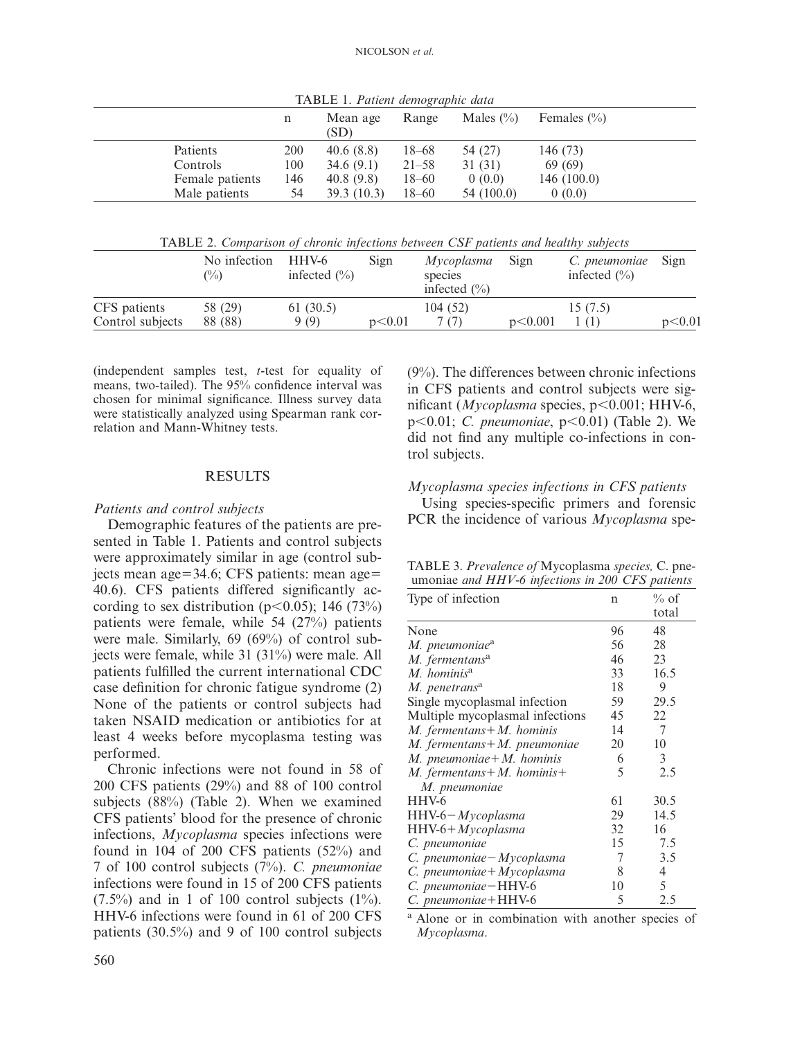TABLE 1. *Patient demographic data*

| | n | Mean age (SD) | Range | Males (%) | Females (%) |
|---|---|---|---|---|---|
| Patients | 200 | 40.6 (8.8) | 18–68 | 54 (27) | 146 (73) |
| Controls | 100 | 34.6 (9.1) | 21–58 | 31 (31) | 69 (69) |
| Female patients | 146 | 40.8 (9.8) | 18–60 | 0 (0.0) | 146 (100.0) |
| Male patients | 54 | 39.3 (10.3) | 18–60 | 54 (100.0) | 0 (0.0) |

TABLE 2. *Comparison of chronic infections between CSF patients and healthy subjects*

| | No infection (%) | HHV-6 infected (%) | Sign | *Mycoplasma* species infected (%) | Sign | *C. pneumoniae* infected (%) | Sign |
|---|---|---|---|---|---|---|---|
| CFS patients | 58 (29) | 61 (30.5) | | 104 (52) | | 15 (7.5) | |
| Control subjects | 88 (88) | 9 (9) | $p<0.01$ | 7 (7) | $p<0.001$ | 1 (1) | $p<0.01$ |

(independent samples test, *t*-test for equality of means, two-tailed). The 95% confidence interval was chosen for minimal significance. Illness survey data were statistically analyzed using Spearman rank correlation and Mann-Whitney tests.

## RESULTS

### *Patients and control subjects*

Demographic features of the patients are presented in Table 1. Patients and control subjects were approximately similar in age (control subjects mean age=34.6; CFS patients: mean age=40.6). CFS patients differed significantly according to sex distribution ($p<0.05$); 146 (73%) patients were female, while 54 (27%) patients were male. Similarly, 69 (69%) of control subjects were female, while 31 (31%) were male. All patients fulfilled the current international CDC case definition for chronic fatigue syndrome (2) None of the patients or control subjects had taken NSAID medication or antibiotics for at least 4 weeks before mycoplasma testing was performed.

Chronic infections were not found in 58 of 200 CFS patients (29%) and 88 of 100 control subjects (88%) (Table 2). When we examined CFS patients' blood for the presence of chronic infections, *Mycoplasma* species infections were found in 104 of 200 CFS patients (52%) and 7 of 100 control subjects (7%). *C. pneumoniae* infections were found in 15 of 200 CFS patients (7.5%) and in 1 of 100 control subjects (1%). HHV-6 infections were found in 61 of 200 CFS patients (30.5%) and 9 of 100 control subjects (9%). The differences between chronic infections in CFS patients and control subjects were significant (*Mycoplasma* species, $p<0.001$; HHV-6, $p<0.01$; *C. pneumoniae*, $p<0.01$) (Table 2). We did not find any multiple co-infections in control subjects.

### *Mycoplasma species infections in CFS patients*

Using species-specific primers and forensic PCR the incidence of various *Mycoplasma* spe-

TABLE 3. *Prevalence of* Mycoplasma *species,* C. pneumoniae *and HHV-6 infections in 200 CFS patients*

| Type of infection | n | % of total |
|---|---|---|
| None | 96 | 48 |
| *M. pneumoniae*[a] | 56 | 28 |
| *M. fermentans*[a] | 46 | 23 |
| *M. hominis*[a] | 33 | 16.5 |
| *M. penetrans*[a] | 18 | 9 |
| Single mycoplasmal infection | 59 | 29.5 |
| Multiple mycoplasmal infections | 45 | 22 |
| *M. fermentans*+*M. hominis* | 14 | 7 |
| *M. fermentans*+*M. pneumoniae* | 20 | 10 |
| *M. pneumoniae*+*M. hominis* | 6 | 3 |
| *M. fermentans*+*M. hominis*+ *M. pneumoniae* | 5 | 2.5 |
| HHV-6 | 61 | 30.5 |
| HHV-6−*Mycoplasma* | 29 | 14.5 |
| HHV-6+*Mycoplasma* | 32 | 16 |
| *C. pneumoniae* | 15 | 7.5 |
| *C. pneumoniae*−*Mycoplasma* | 7 | 3.5 |
| *C. pneumoniae*+*Mycoplasma* | 8 | 4 |
| *C. pneumoniae*−HHV-6 | 10 | 5 |
| *C. pneumoniae*+HHV-6 | 5 | 2.5 |

[a] Alone or in combination with another species of *Mycoplasma*.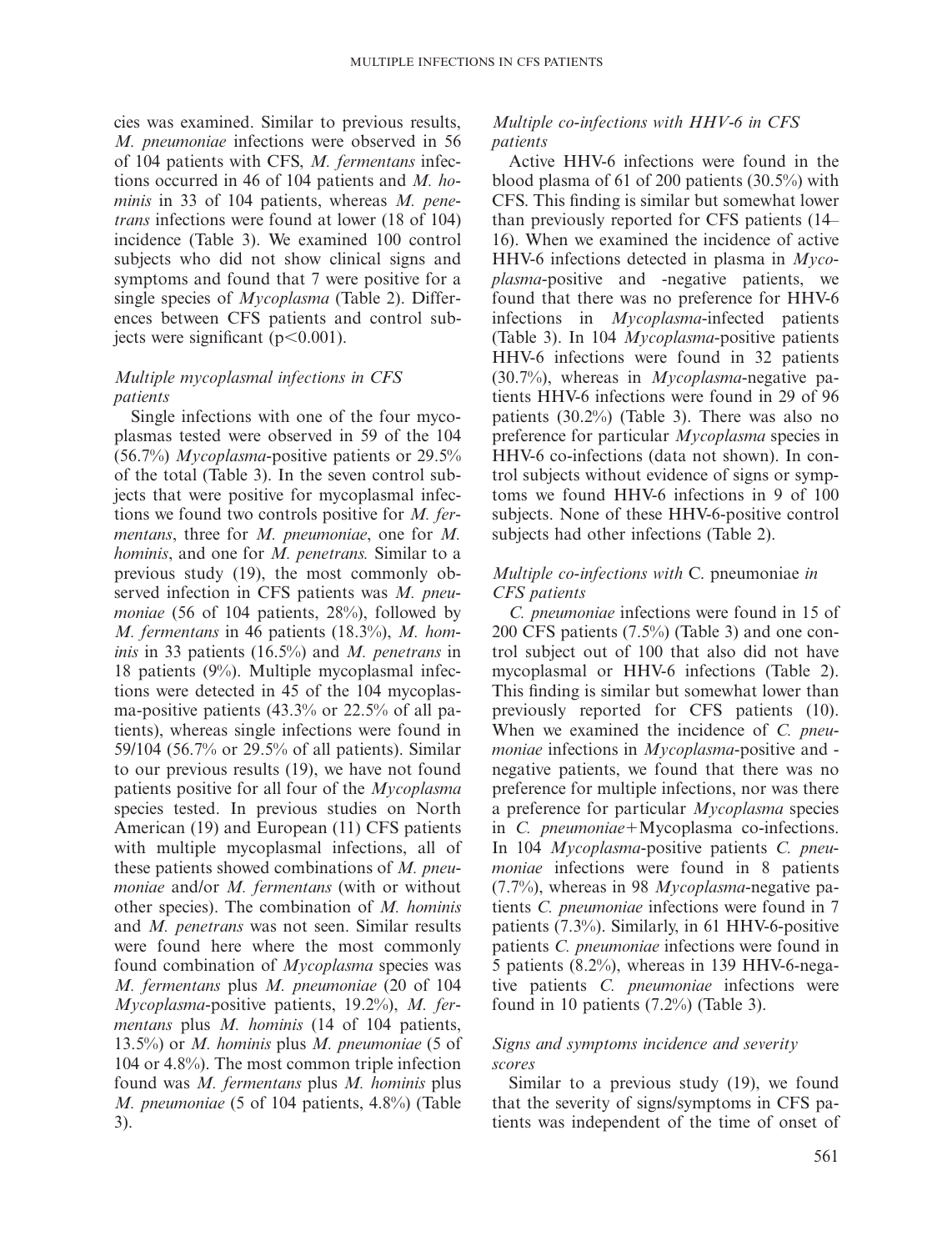cies was examined. Similar to previous results, *M. pneumoniae* infections were observed in 56 of 104 patients with CFS, *M. fermentans* infections occurred in 46 of 104 patients and *M. hominis* in 33 of 104 patients, whereas *M. penetrans* infections were found at lower (18 of 104) incidence (Table 3). We examined 100 control subjects who did not show clinical signs and symptoms and found that 7 were positive for a single species of *Mycoplasma* (Table 2). Differences between CFS patients and control subjects were significant ($p<0.001$).

### *Multiple mycoplasmal infections in CFS patients*

Single infections with one of the four mycoplasmas tested were observed in 59 of the 104 (56.7%) *Mycoplasma*-positive patients or 29.5% of the total (Table 3). In the seven control subjects that were positive for mycoplasmal infections we found two controls positive for *M. fermentans*, three for *M. pneumoniae*, one for *M. hominis*, and one for *M. penetrans.* Similar to a previous study (19), the most commonly observed infection in CFS patients was *M. pneumoniae* (56 of 104 patients, 28%), followed by *M. fermentans* in 46 patients (18.3%), *M. hominis* in 33 patients (16.5%) and *M. penetrans* in 18 patients (9%). Multiple mycoplasmal infections were detected in 45 of the 104 mycoplasma-positive patients (43.3% or 22.5% of all patients), whereas single infections were found in 59/104 (56.7% or 29.5% of all patients). Similar to our previous results (19), we have not found patients positive for all four of the *Mycoplasma* species tested. In previous studies on North American (19) and European (11) CFS patients with multiple mycoplasmal infections, all of these patients showed combinations of *M. pneumoniae* and/or *M. fermentans* (with or without other species). The combination of *M. hominis* and *M. penetrans* was not seen. Similar results were found here where the most commonly found combination of *Mycoplasma* species was *M. fermentans* plus *M. pneumoniae* (20 of 104 *Mycoplasma*-positive patients, 19.2%), *M. fermentans* plus *M. hominis* (14 of 104 patients, 13.5%) or *M. hominis* plus *M. pneumoniae* (5 of 104 or 4.8%). The most common triple infection found was *M. fermentans* plus *M. hominis* plus *M. pneumoniae* (5 of 104 patients, 4.8%) (Table 3).

### *Multiple co-infections with HHV-6 in CFS patients*

Active HHV-6 infections were found in the blood plasma of 61 of 200 patients (30.5%) with CFS. This finding is similar but somewhat lower than previously reported for CFS patients (14–16). When we examined the incidence of active HHV-6 infections detected in plasma in *Mycoplasma*-positive and -negative patients, we found that there was no preference for HHV-6 infections in *Mycoplasma*-infected patients (Table 3). In 104 *Mycoplasma*-positive patients HHV-6 infections were found in 32 patients (30.7%), whereas in *Mycoplasma*-negative patients HHV-6 infections were found in 29 of 96 patients (30.2%) (Table 3). There was also no preference for particular *Mycoplasma* species in HHV-6 co-infections (data not shown). In control subjects without evidence of signs or symptoms we found HHV-6 infections in 9 of 100 subjects. None of these HHV-6-positive control subjects had other infections (Table 2).

### *Multiple co-infections with* C. pneumoniae *in CFS patients*

*C. pneumoniae* infections were found in 15 of 200 CFS patients (7.5%) (Table 3) and one control subject out of 100 that also did not have mycoplasmal or HHV-6 infections (Table 2). This finding is similar but somewhat lower than previously reported for CFS patients (10). When we examined the incidence of *C. pneumoniae* infections in *Mycoplasma*-positive and -negative patients, we found that there was no preference for multiple infections, nor was there a preference for particular *Mycoplasma* species in *C. pneumoniae*+Mycoplasma co-infections. In 104 *Mycoplasma*-positive patients *C. pneumoniae* infections were found in 8 patients (7.7%), whereas in 98 *Mycoplasma*-negative patients *C. pneumoniae* infections were found in 7 patients (7.3%). Similarly, in 61 HHV-6-positive patients *C. pneumoniae* infections were found in 5 patients (8.2%), whereas in 139 HHV-6-negative patients *C. pneumoniae* infections were found in 10 patients (7.2%) (Table 3).

### *Signs and symptoms incidence and severity scores*

Similar to a previous study (19), we found that the severity of signs/symptoms in CFS patients was independent of the time of onset of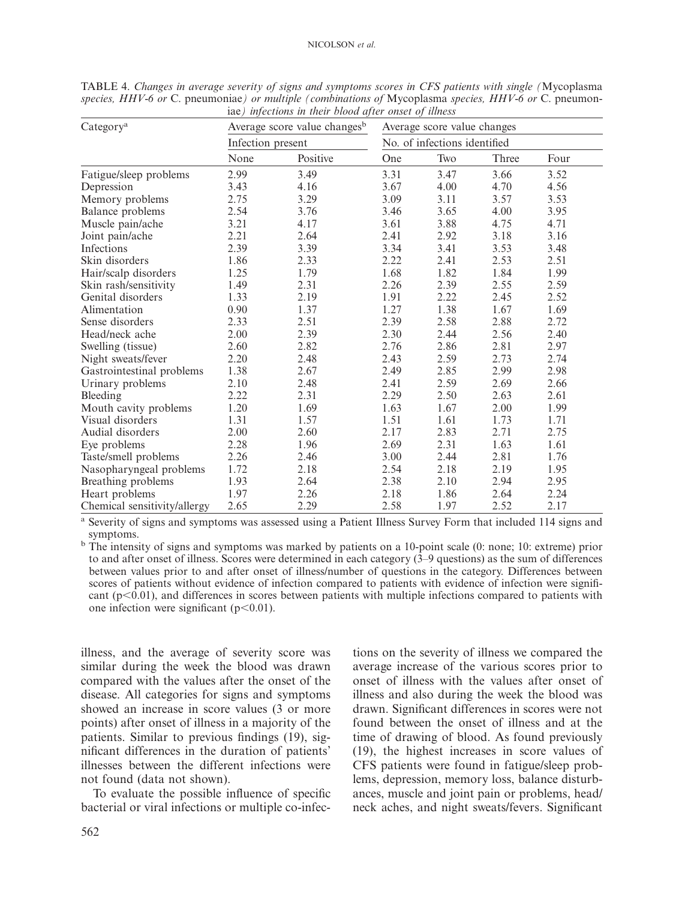TABLE 4. *Changes in average severity of signs and symptoms scores in CFS patients with single (*Mycoplasma *species, HHV-6 or* C. pneumoniae*) or multiple (combinations of* Mycoplasma *species, HHV-6 or* C. pneumoniae*) infections in their blood after onset of illness*

| Category[a] | Average score value changes[b] | | Average score value changes | | | |
|---|---|---|---|---|---|---|
| | Infection present | | No. of infections identified | | | |
| | None | Positive | One | Two | Three | Four |
| Fatigue/sleep problems | 2.99 | 3.49 | 3.31 | 3.47 | 3.66 | 3.52 |
| Depression | 3.43 | 4.16 | 3.67 | 4.00 | 4.70 | 4.56 |
| Memory problems | 2.75 | 3.29 | 3.09 | 3.11 | 3.57 | 3.53 |
| Balance problems | 2.54 | 3.76 | 3.46 | 3.65 | 4.00 | 3.95 |
| Muscle pain/ache | 3.21 | 4.17 | 3.61 | 3.88 | 4.75 | 4.71 |
| Joint pain/ache | 2.21 | 2.64 | 2.41 | 2.92 | 3.18 | 3.16 |
| Infections | 2.39 | 3.39 | 3.34 | 3.41 | 3.53 | 3.48 |
| Skin disorders | 1.86 | 2.33 | 2.22 | 2.41 | 2.53 | 2.51 |
| Hair/scalp disorders | 1.25 | 1.79 | 1.68 | 1.82 | 1.84 | 1.99 |
| Skin rash/sensitivity | 1.49 | 2.31 | 2.26 | 2.39 | 2.55 | 2.59 |
| Genital disorders | 1.33 | 2.19 | 1.91 | 2.22 | 2.45 | 2.52 |
| Alimentation | 0.90 | 1.37 | 1.27 | 1.38 | 1.67 | 1.69 |
| Sense disorders | 2.33 | 2.51 | 2.39 | 2.58 | 2.88 | 2.72 |
| Head/neck ache | 2.00 | 2.39 | 2.30 | 2.44 | 2.56 | 2.40 |
| Swelling (tissue) | 2.60 | 2.82 | 2.76 | 2.86 | 2.81 | 2.97 |
| Night sweats/fever | 2.20 | 2.48 | 2.43 | 2.59 | 2.73 | 2.74 |
| Gastrointestinal problems | 1.38 | 2.67 | 2.49 | 2.85 | 2.99 | 2.98 |
| Urinary problems | 2.10 | 2.48 | 2.41 | 2.59 | 2.69 | 2.66 |
| Bleeding | 2.22 | 2.31 | 2.29 | 2.50 | 2.63 | 2.61 |
| Mouth cavity problems | 1.20 | 1.69 | 1.63 | 1.67 | 2.00 | 1.99 |
| Visual disorders | 1.31 | 1.57 | 1.51 | 1.61 | 1.73 | 1.71 |
| Audial disorders | 2.00 | 2.60 | 2.17 | 2.83 | 2.71 | 2.75 |
| Eye problems | 2.28 | 1.96 | 2.69 | 2.31 | 1.63 | 1.61 |
| Taste/smell problems | 2.26 | 2.46 | 3.00 | 2.44 | 2.81 | 1.76 |
| Nasopharyngeal problems | 1.72 | 2.18 | 2.54 | 2.18 | 2.19 | 1.95 |
| Breathing problems | 1.93 | 2.64 | 2.38 | 2.10 | 2.94 | 2.95 |
| Heart problems | 1.97 | 2.26 | 2.18 | 1.86 | 2.64 | 2.24 |
| Chemical sensitivity/allergy | 2.65 | 2.29 | 2.58 | 1.97 | 2.52 | 2.17 |

[a] Severity of signs and symptoms was assessed using a Patient Illness Survey Form that included 114 signs and symptoms.

[b] The intensity of signs and symptoms was marked by patients on a 10-point scale (0: none; 10: extreme) prior to and after onset of illness. Scores were determined in each category (3–9 questions) as the sum of differences between values prior to and after onset of illness/number of questions in the category. Differences between scores of patients without evidence of infection compared to patients with evidence of infection were significant ($p<0.01$), and differences in scores between patients with multiple infections compared to patients with one infection were significant ($p<0.01$).

illness, and the average of severity score was similar during the week the blood was drawn compared with the values after the onset of the disease. All categories for signs and symptoms showed an increase in score values (3 or more points) after onset of illness in a majority of the patients. Similar to previous findings (19), significant differences in the duration of patients' illnesses between the different infections were not found (data not shown).

To evaluate the possible influence of specific bacterial or viral infections or multiple co-infections on the severity of illness we compared the average increase of the various scores prior to onset of illness with the values after onset of illness and also during the week the blood was drawn. Significant differences in scores were not found between the onset of illness and at the time of drawing of blood. As found previously (19), the highest increases in score values of CFS patients were found in fatigue/sleep problems, depression, memory loss, balance disturbances, muscle and joint pain or problems, head/neck aches, and night sweats/fevers. Significant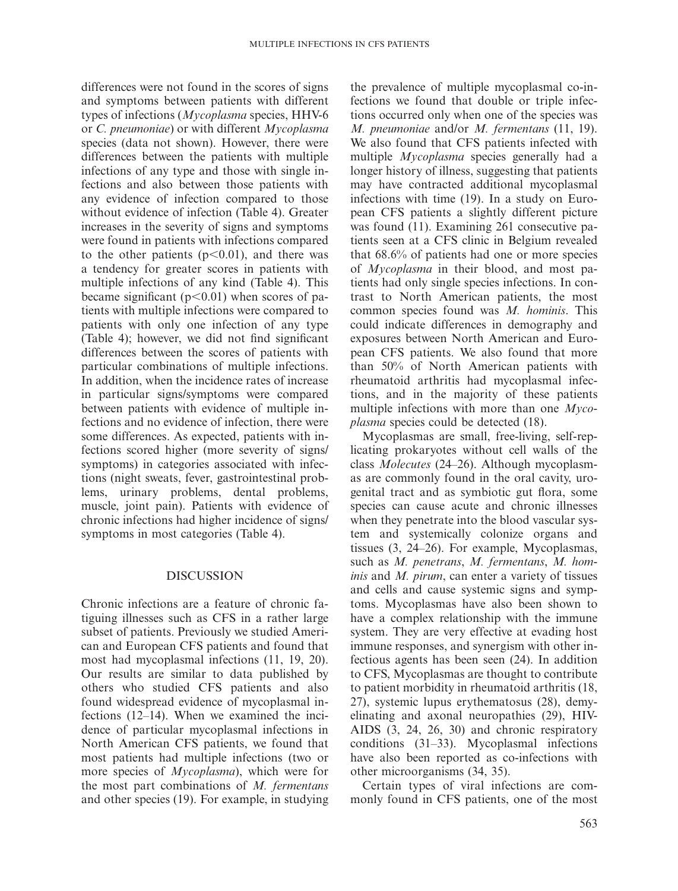differences were not found in the scores of signs and symptoms between patients with different types of infections (*Mycoplasma* species, HHV-6 or *C. pneumoniae*) or with different *Mycoplasma* species (data not shown). However, there were differences between the patients with multiple infections of any type and those with single infections and also between those patients with any evidence of infection compared to those without evidence of infection (Table 4). Greater increases in the severity of signs and symptoms were found in patients with infections compared to the other patients ($p<0.01$), and there was a tendency for greater scores in patients with multiple infections of any kind (Table 4). This became significant ($p<0.01$) when scores of patients with multiple infections were compared to patients with only one infection of any type (Table 4); however, we did not find significant differences between the scores of patients with particular combinations of multiple infections. In addition, when the incidence rates of increase in particular signs/symptoms were compared between patients with evidence of multiple infections and no evidence of infection, there were some differences. As expected, patients with infections scored higher (more severity of signs/symptoms) in categories associated with infections (night sweats, fever, gastrointestinal problems, urinary problems, dental problems, muscle, joint pain). Patients with evidence of chronic infections had higher incidence of signs/symptoms in most categories (Table 4).

## DISCUSSION

Chronic infections are a feature of chronic fatiguing illnesses such as CFS in a rather large subset of patients. Previously we studied American and European CFS patients and found that most had mycoplasmal infections (11, 19, 20). Our results are similar to data published by others who studied CFS patients and also found widespread evidence of mycoplasmal infections (12–14). When we examined the incidence of particular mycoplasmal infections in North American CFS patients, we found that most patients had multiple infections (two or more species of *Mycoplasma*), which were for the most part combinations of *M. fermentans* and other species (19). For example, in studying the prevalence of multiple mycoplasmal co-infections we found that double or triple infections occurred only when one of the species was *M. pneumoniae* and/or *M. fermentans* (11, 19). We also found that CFS patients infected with multiple *Mycoplasma* species generally had a longer history of illness, suggesting that patients may have contracted additional mycoplasmal infections with time (19). In a study on European CFS patients a slightly different picture was found (11). Examining 261 consecutive patients seen at a CFS clinic in Belgium revealed that 68.6% of patients had one or more species of *Mycoplasma* in their blood, and most patients had only single species infections. In contrast to North American patients, the most common species found was *M. hominis*. This could indicate differences in demography and exposures between North American and European CFS patients. We also found that more than 50% of North American patients with rheumatoid arthritis had mycoplasmal infections, and in the majority of these patients multiple infections with more than one *Mycoplasma* species could be detected (18).

Mycoplasmas are small, free-living, self-replicating prokaryotes without cell walls of the class *Molecutes* (24–26). Although mycoplasmas are commonly found in the oral cavity, urogenital tract and as symbiotic gut flora, some species can cause acute and chronic illnesses when they penetrate into the blood vascular system and systemically colonize organs and tissues (3, 24–26). For example, Mycoplasmas, such as *M. penetrans*, *M. fermentans*, *M. hominis* and *M. pirum*, can enter a variety of tissues and cells and cause systemic signs and symptoms. Mycoplasmas have also been shown to have a complex relationship with the immune system. They are very effective at evading host immune responses, and synergism with other infectious agents has been seen (24). In addition to CFS, Mycoplasmas are thought to contribute to patient morbidity in rheumatoid arthritis (18, 27), systemic lupus erythematosus (28), demyelinating and axonal neuropathies (29), HIV-AIDS (3, 24, 26, 30) and chronic respiratory conditions (31–33). Mycoplasmal infections have also been reported as co-infections with other microorganisms (34, 35).

Certain types of viral infections are commonly found in CFS patients, one of the most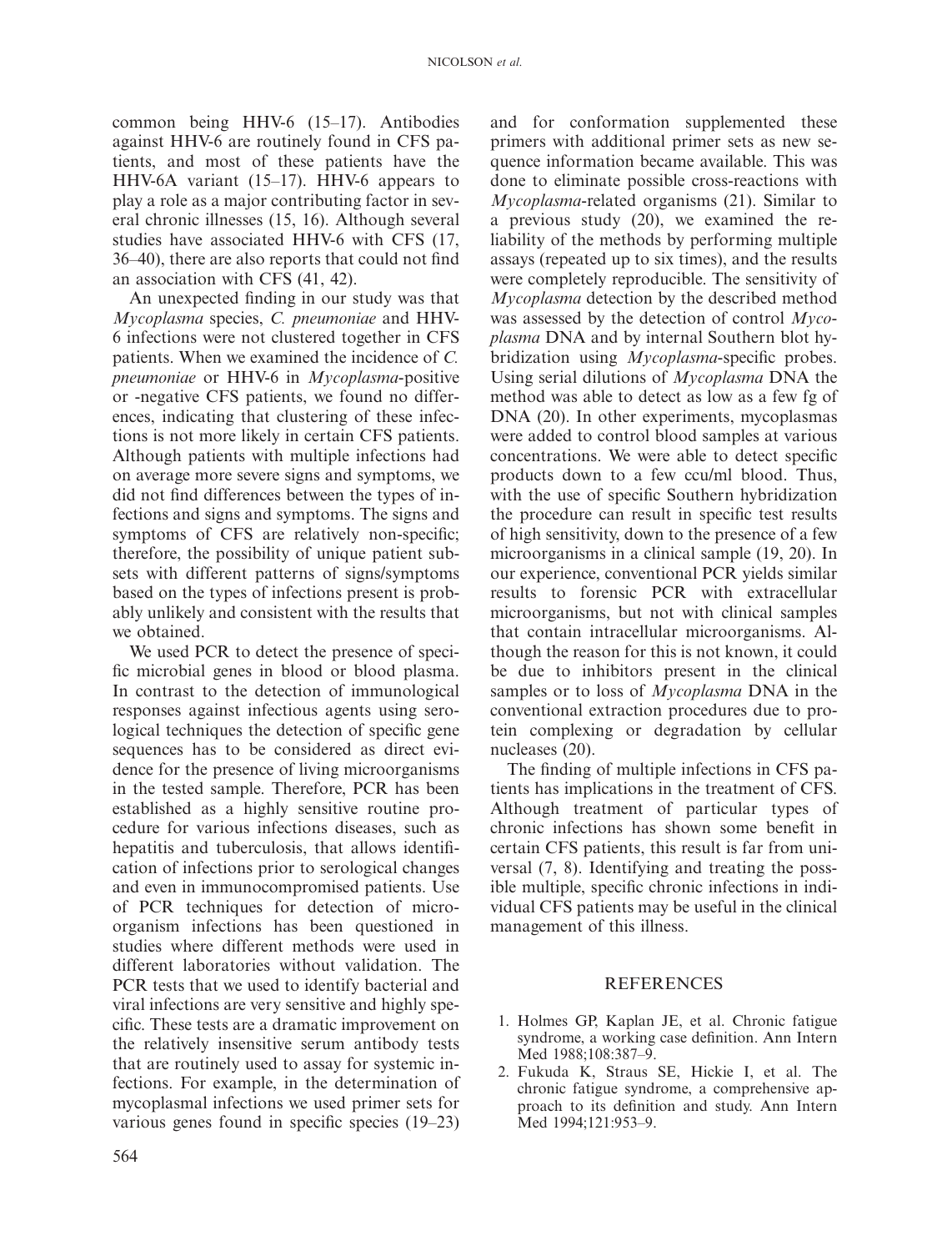common being HHV-6 (15–17). Antibodies against HHV-6 are routinely found in CFS patients, and most of these patients have the HHV-6A variant (15–17). HHV-6 appears to play a role as a major contributing factor in several chronic illnesses (15, 16). Although several studies have associated HHV-6 with CFS (17, 36–40), there are also reports that could not find an association with CFS (41, 42).

An unexpected finding in our study was that *Mycoplasma* species, *C. pneumoniae* and HHV-6 infections were not clustered together in CFS patients. When we examined the incidence of *C. pneumoniae* or HHV-6 in *Mycoplasma*-positive or -negative CFS patients, we found no differences, indicating that clustering of these infections is not more likely in certain CFS patients. Although patients with multiple infections had on average more severe signs and symptoms, we did not find differences between the types of infections and signs and symptoms. The signs and symptoms of CFS are relatively non-specific; therefore, the possibility of unique patient subsets with different patterns of signs/symptoms based on the types of infections present is probably unlikely and consistent with the results that we obtained.

We used PCR to detect the presence of specific microbial genes in blood or blood plasma. In contrast to the detection of immunological responses against infectious agents using serological techniques the detection of specific gene sequences has to be considered as direct evidence for the presence of living microorganisms in the tested sample. Therefore, PCR has been established as a highly sensitive routine procedure for various infections diseases, such as hepatitis and tuberculosis, that allows identification of infections prior to serological changes and even in immunocompromised patients. Use of PCR techniques for detection of microorganism infections has been questioned in studies where different methods were used in different laboratories without validation. The PCR tests that we used to identify bacterial and viral infections are very sensitive and highly specific. These tests are a dramatic improvement on the relatively insensitive serum antibody tests that are routinely used to assay for systemic infections. For example, in the determination of mycoplasmal infections we used primer sets for various genes found in specific species (19–23) and for conformation supplemented these primers with additional primer sets as new sequence information became available. This was done to eliminate possible cross-reactions with *Mycoplasma*-related organisms (21). Similar to a previous study (20), we examined the reliability of the methods by performing multiple assays (repeated up to six times), and the results were completely reproducible. The sensitivity of *Mycoplasma* detection by the described method was assessed by the detection of control *Mycoplasma* DNA and by internal Southern blot hybridization using *Mycoplasma*-specific probes. Using serial dilutions of *Mycoplasma* DNA the method was able to detect as low as a few fg of DNA (20). In other experiments, mycoplasmas were added to control blood samples at various concentrations. We were able to detect specific products down to a few ccu/ml blood. Thus, with the use of specific Southern hybridization the procedure can result in specific test results of high sensitivity, down to the presence of a few microorganisms in a clinical sample (19, 20). In our experience, conventional PCR yields similar results to forensic PCR with extracellular microorganisms, but not with clinical samples that contain intracellular microorganisms. Although the reason for this is not known, it could be due to inhibitors present in the clinical samples or to loss of *Mycoplasma* DNA in the conventional extraction procedures due to protein complexing or degradation by cellular nucleases (20).

The finding of multiple infections in CFS patients has implications in the treatment of CFS. Although treatment of particular types of chronic infections has shown some benefit in certain CFS patients, this result is far from universal (7, 8). Identifying and treating the possible multiple, specific chronic infections in individual CFS patients may be useful in the clinical management of this illness.

## REFERENCES

1. Holmes GP, Kaplan JE, et al. Chronic fatigue syndrome, a working case definition. Ann Intern Med 1988;108:387–9.
2. Fukuda K, Straus SE, Hickie I, et al. The chronic fatigue syndrome, a comprehensive approach to its definition and study. Ann Intern Med 1994;121:953–9.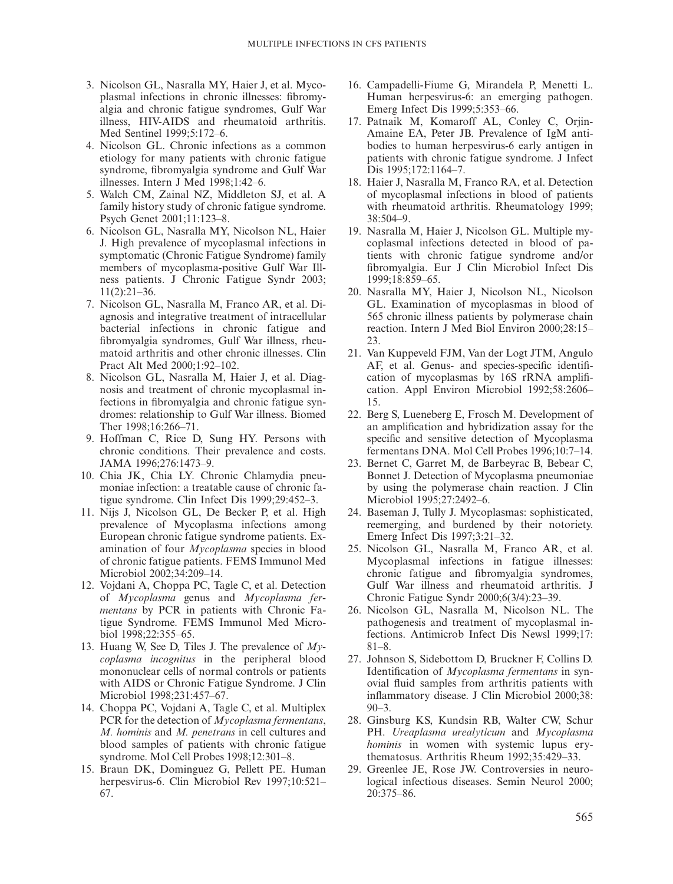3. Nicolson GL, Nasralla MY, Haier J, et al. Mycoplasmal infections in chronic illnesses: fibromyalgia and chronic fatigue syndromes, Gulf War illness, HIV-AIDS and rheumatoid arthritis. Med Sentinel 1999;5:172–6.
4. Nicolson GL. Chronic infections as a common etiology for many patients with chronic fatigue syndrome, fibromyalgia syndrome and Gulf War illnesses. Intern J Med 1998;1:42–6.
5. Walch CM, Zainal NZ, Middleton SJ, et al. A family history study of chronic fatigue syndrome. Psych Genet 2001;11:123–8.
6. Nicolson GL, Nasralla MY, Nicolson NL, Haier J. High prevalence of mycoplasmal infections in symptomatic (Chronic Fatigue Syndrome) family members of mycoplasma-positive Gulf War Illness patients. J Chronic Fatigue Syndr 2003; 11(2):21–36.
7. Nicolson GL, Nasralla M, Franco AR, et al. Diagnosis and integrative treatment of intracellular bacterial infections in chronic fatigue and fibromyalgia syndromes, Gulf War illness, rheumatoid arthritis and other chronic illnesses. Clin Pract Alt Med 2000;1:92–102.
8. Nicolson GL, Nasralla M, Haier J, et al. Diagnosis and treatment of chronic mycoplasmal infections in fibromyalgia and chronic fatigue syndromes: relationship to Gulf War illness. Biomed Ther 1998;16:266–71.
9. Hoffman C, Rice D, Sung HY. Persons with chronic conditions. Their prevalence and costs. JAMA 1996;276:1473–9.
10. Chia JK, Chia LY. Chronic Chlamydia pneumoniae infection: a treatable cause of chronic fatigue syndrome. Clin Infect Dis 1999;29:452–3.
11. Nijs J, Nicolson GL, De Becker P, et al. High prevalence of Mycoplasma infections among European chronic fatigue syndrome patients. Examination of four *Mycoplasma* species in blood of chronic fatigue patients. FEMS Immunol Med Microbiol 2002;34:209–14.
12. Vojdani A, Choppa PC, Tagle C, et al. Detection of *Mycoplasma* genus and *Mycoplasma fermentans* by PCR in patients with Chronic Fatigue Syndrome. FEMS Immunol Med Microbiol 1998;22:355–65.
13. Huang W, See D, Tiles J. The prevalence of *Mycoplasma incognitus* in the peripheral blood mononuclear cells of normal controls or patients with AIDS or Chronic Fatigue Syndrome. J Clin Microbiol 1998;231:457–67.
14. Choppa PC, Vojdani A, Tagle C, et al. Multiplex PCR for the detection of *Mycoplasma fermentans*, *M. hominis* and *M. penetrans* in cell cultures and blood samples of patients with chronic fatigue syndrome. Mol Cell Probes 1998;12:301–8.
15. Braun DK, Dominguez G, Pellett PE. Human herpesvirus-6. Clin Microbiol Rev 1997;10:521–67.
16. Campadelli-Fiume G, Mirandela P, Menetti L. Human herpesvirus-6: an emerging pathogen. Emerg Infect Dis 1999;5:353–66.
17. Patnaik M, Komaroff AL, Conley C, Orjin-Amaine EA, Peter JB. Prevalence of IgM antibodies to human herpesvirus-6 early antigen in patients with chronic fatigue syndrome. J Infect Dis 1995;172:1164–7.
18. Haier J, Nasralla M, Franco RA, et al. Detection of mycoplasmal infections in blood of patients with rheumatoid arthritis. Rheumatology 1999; 38:504–9.
19. Nasralla M, Haier J, Nicolson GL. Multiple mycoplasmal infections detected in blood of patients with chronic fatigue syndrome and/or fibromyalgia. Eur J Clin Microbiol Infect Dis 1999;18:859–65.
20. Nasralla MY, Haier J, Nicolson NL, Nicolson GL. Examination of mycoplasmas in blood of 565 chronic illness patients by polymerase chain reaction. Intern J Med Biol Environ 2000;28:15–23.
21. Van Kuppeveld FJM, Van der Logt JTM, Angulo AF, et al. Genus- and species-specific identification of mycoplasmas by 16S rRNA amplification. Appl Environ Microbiol 1992;58:2606–15.
22. Berg S, Lueneberg E, Frosch M. Development of an amplification and hybridization assay for the specific and sensitive detection of Mycoplasma fermentans DNA. Mol Cell Probes 1996;10:7–14.
23. Bernet C, Garret M, de Barbeyrac B, Bebear C, Bonnet J. Detection of Mycoplasma pneumoniae by using the polymerase chain reaction. J Clin Microbiol 1995;27:2492–6.
24. Baseman J, Tully J. Mycoplasmas: sophisticated, reemerging, and burdened by their notoriety. Emerg Infect Dis 1997;3:21–32.
25. Nicolson GL, Nasralla M, Franco AR, et al. Mycoplasmal infections in fatigue illnesses: chronic fatigue and fibromyalgia syndromes, Gulf War illness and rheumatoid arthritis. J Chronic Fatigue Syndr 2000;6(3/4):23–39.
26. Nicolson GL, Nasralla M, Nicolson NL. The pathogenesis and treatment of mycoplasmal infections. Antimicrob Infect Dis Newsl 1999;17: 81–8.
27. Johnson S, Sidebottom D, Bruckner F, Collins D. Identification of *Mycoplasma fermentans* in synovial fluid samples from arthritis patients with inflammatory disease. J Clin Microbiol 2000;38: 90–3.
28. Ginsburg KS, Kundsin RB, Walter CW, Schur PH. *Ureaplasma urealyticum* and *Mycoplasma hominis* in women with systemic lupus erythematosus. Arthritis Rheum 1992;35:429–33.
29. Greenlee JE, Rose JW. Controversies in neurological infectious diseases. Semin Neurol 2000; 20:375–86.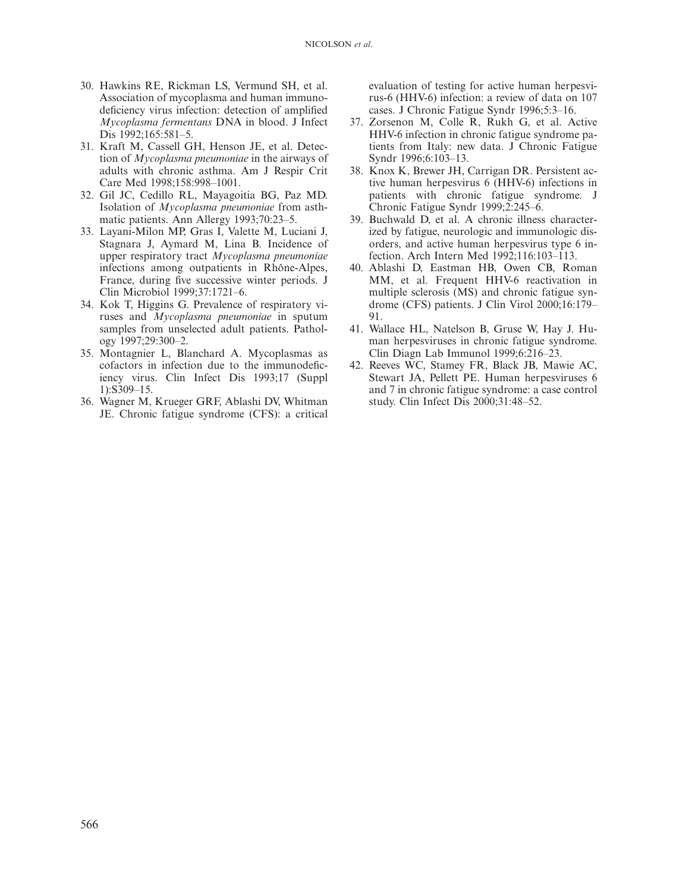30. Hawkins RE, Rickman LS, Vermund SH, et al. Association of mycoplasma and human immunodeficiency virus infection: detection of amplified *Mycoplasma fermentans* DNA in blood. J Infect Dis 1992;165:581–5.
31. Kraft M, Cassell GH, Henson JE, et al. Detection of *Mycoplasma pneumoniae* in the airways of adults with chronic asthma. Am J Respir Crit Care Med 1998;158:998–1001.
32. Gil JC, Cedillo RL, Mayagoitia BG, Paz MD. Isolation of *Mycoplasma pneumoniae* from asthmatic patients. Ann Allergy 1993;70:23–5.
33. Layani-Milon MP, Gras I, Valette M, Luciani J, Stagnara J, Aymard M, Lina B. Incidence of upper respiratory tract *Mycoplasma pneumoniae* infections among outpatients in Rhône-Alpes, France, during five successive winter periods. J Clin Microbiol 1999;37:1721–6.
34. Kok T, Higgins G. Prevalence of respiratory viruses and *Mycoplasma pneumoniae* in sputum samples from unselected adult patients. Pathology 1997;29:300–2.
35. Montagnier L, Blanchard A. Mycoplasmas as cofactors in infection due to the immunodeficiency virus. Clin Infect Dis 1993;17 (Suppl 1):S309–15.
36. Wagner M, Krueger GRF, Ablashi DV, Whitman JE. Chronic fatigue syndrome (CFS): a critical evaluation of testing for active human herpesvirus-6 (HHV-6) infection: a review of data on 107 cases. J Chronic Fatigue Syndr 1996;5:3–16.
37. Zorsenon M, Colle R, Rukh G, et al. Active HHV-6 infection in chronic fatigue syndrome patients from Italy: new data. J Chronic Fatigue Syndr 1996;6:103–13.
38. Knox K, Brewer JH, Carrigan DR. Persistent active human herpesvirus 6 (HHV-6) infections in patients with chronic fatigue syndrome. J Chronic Fatigue Syndr 1999;2:245–6.
39. Buchwald D, et al. A chronic illness characterized by fatigue, neurologic and immunologic disorders, and active human herpesvirus type 6 infection. Arch Intern Med 1992;116:103–113.
40. Ablashi D, Eastman HB, Owen CB, Roman MM, et al. Frequent HHV-6 reactivation in multiple sclerosis (MS) and chronic fatigue syndrome (CFS) patients. J Clin Virol 2000;16:179–91.
41. Wallace HL, Natelson B, Gruse W, Hay J. Human herpesviruses in chronic fatigue syndrome. Clin Diagn Lab Immunol 1999;6:216–23.
42. Reeves WC, Stamey FR, Black JB, Mawie AC, Stewart JA, Pellett PE. Human herpesviruses 6 and 7 in chronic fatigue syndrome: a case control study. Clin Infect Dis 2000;31:48–52.